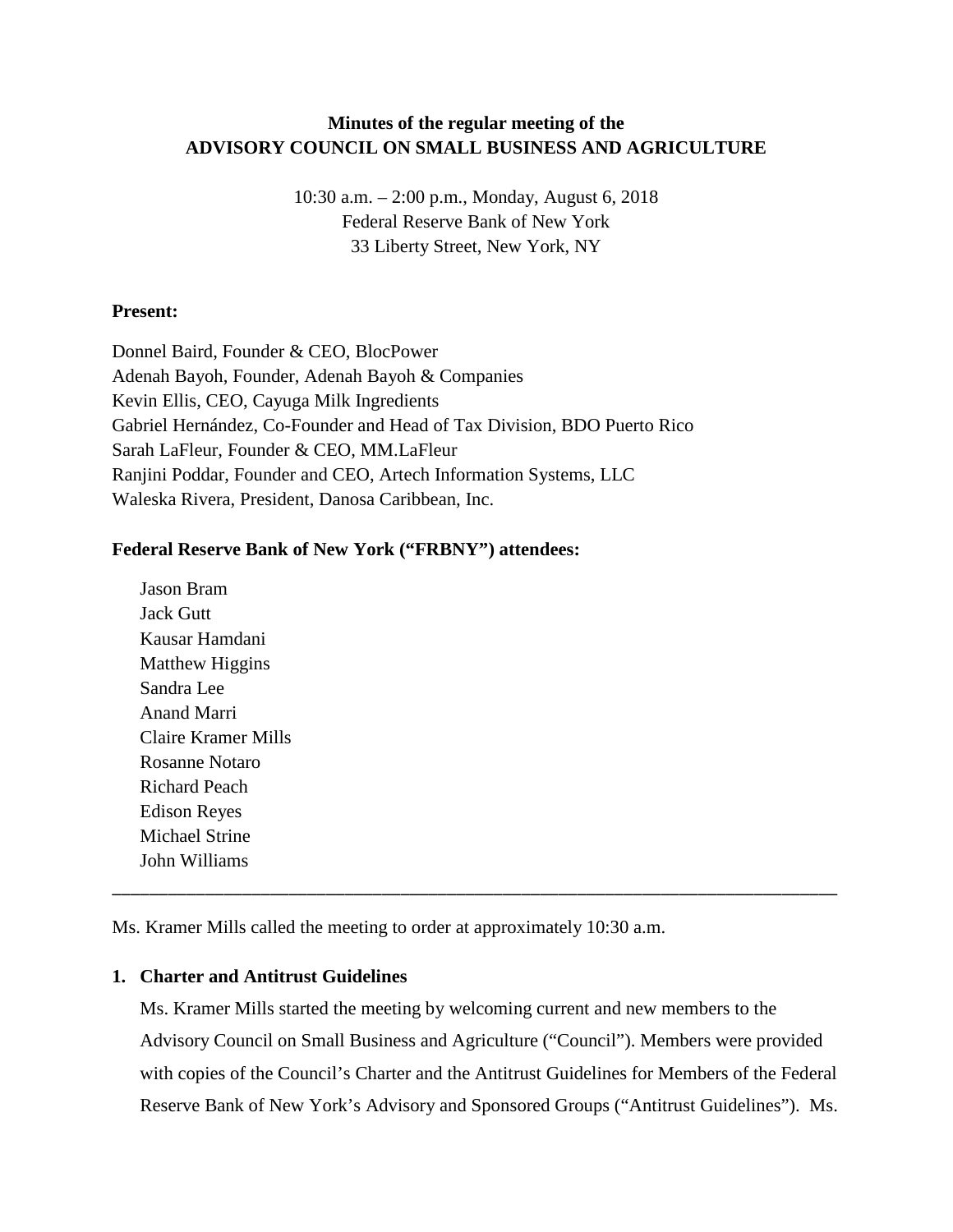**Minutes of the regular meeting of the**
**ADVISORY COUNCIL ON SMALL BUSINESS AND AGRICULTURE**

10:30 a.m. – 2:00 p.m., Monday, August 6, 2018
Federal Reserve Bank of New York
33 Liberty Street, New York, NY

**Present:**

Donnel Baird, Founder & CEO, BlocPower
Adenah Bayoh, Founder, Adenah Bayoh & Companies
Kevin Ellis, CEO, Cayuga Milk Ingredients
Gabriel Hernández, Co-Founder and Head of Tax Division, BDO Puerto Rico
Sarah LaFleur, Founder & CEO, MM.LaFleur
Ranjini Poddar, Founder and CEO, Artech Information Systems, LLC
Waleska Rivera, President, Danosa Caribbean, Inc.

**Federal Reserve Bank of New York ("FRBNY") attendees:**

Jason Bram
Jack Gutt
Kausar Hamdani
Matthew Higgins
Sandra Lee
Anand Marri
Claire Kramer Mills
Rosanne Notaro
Richard Peach
Edison Reyes
Michael Strine
John Williams

---

Ms. Kramer Mills called the meeting to order at approximately 10:30 a.m.

1. **Charter and Antitrust Guidelines**

   Ms. Kramer Mills started the meeting by welcoming current and new members to the Advisory Council on Small Business and Agriculture ("Council"). Members were provided with copies of the Council's Charter and the Antitrust Guidelines for Members of the Federal Reserve Bank of New York's Advisory and Sponsored Groups ("Antitrust Guidelines"). Ms.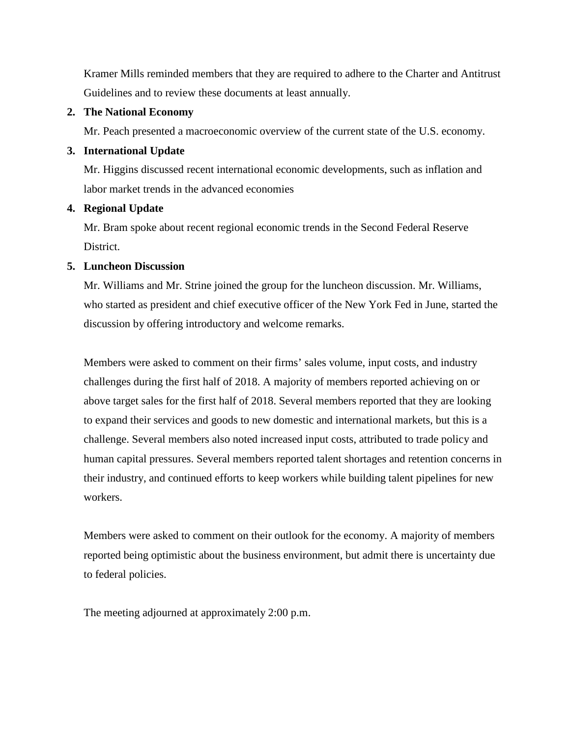Kramer Mills reminded members that they are required to adhere to the Charter and Antitrust Guidelines and to review these documents at least annually.

2. **The National Economy**

   Mr. Peach presented a macroeconomic overview of the current state of the U.S. economy.

3. **International Update**

   Mr. Higgins discussed recent international economic developments, such as inflation and labor market trends in the advanced economies

4. **Regional Update**

   Mr. Bram spoke about recent regional economic trends in the Second Federal Reserve District.

5. **Luncheon Discussion**

   Mr. Williams and Mr. Strine joined the group for the luncheon discussion. Mr. Williams, who started as president and chief executive officer of the New York Fed in June, started the discussion by offering introductory and welcome remarks.

   Members were asked to comment on their firms' sales volume, input costs, and industry challenges during the first half of 2018. A majority of members reported achieving on or above target sales for the first half of 2018. Several members reported that they are looking to expand their services and goods to new domestic and international markets, but this is a challenge. Several members also noted increased input costs, attributed to trade policy and human capital pressures. Several members reported talent shortages and retention concerns in their industry, and continued efforts to keep workers while building talent pipelines for new workers.

   Members were asked to comment on their outlook for the economy. A majority of members reported being optimistic about the business environment, but admit there is uncertainty due to federal policies.

   The meeting adjourned at approximately 2:00 p.m.